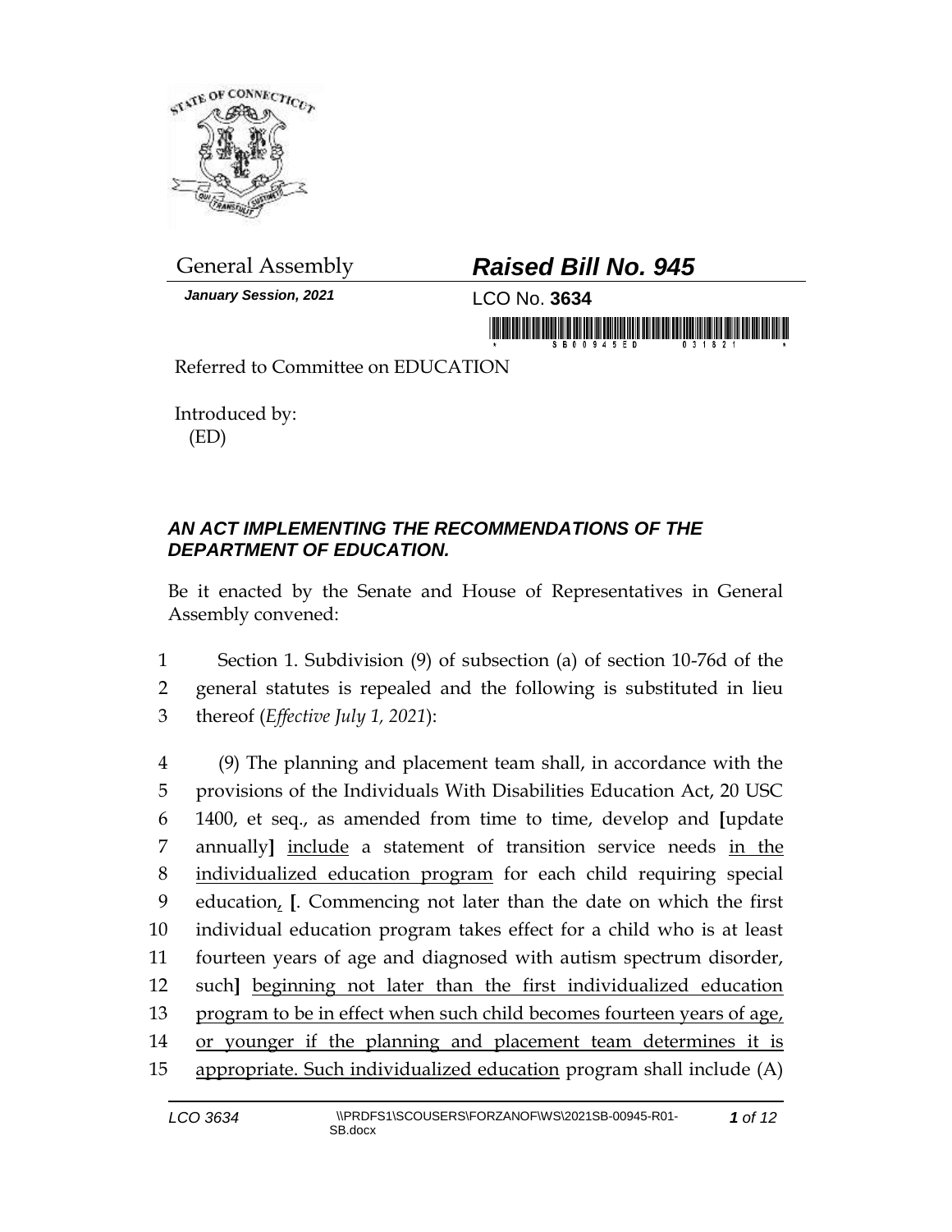General Assembly

**_Raised Bill No. 945_**

***January Session, 2021***

LCO No. **3634**

Referred to Committee on EDUCATION

Introduced by:
(ED)

## ***AN ACT IMPLEMENTING THE RECOMMENDATIONS OF THE DEPARTMENT OF EDUCATION.***

Be it enacted by the Senate and House of Representatives in General Assembly convened:

1 Section 1. Subdivision (9) of subsection (a) of section 10-76d of the
2 general statutes is repealed and the following is substituted in lieu
3 thereof (*Effective July 1, 2021*):

4 (9) The planning and placement team shall, in accordance with the
5 provisions of the Individuals With Disabilities Education Act, 20 USC
6 1400, et seq., as amended from time to time, develop and **[**update
7 annually**]** <u>include</u> a statement of transition service needs <u>in the</u>
8 <u>individualized education program</u> for each child requiring special
9 education<u>,</u> **[**. Commencing not later than the date on which the first
10 individual education program takes effect for a child who is at least
11 fourteen years of age and diagnosed with autism spectrum disorder,
12 such**]** <u>beginning not later than the first individualized education</u>
13 <u>program to be in effect when such child becomes fourteen years of age,</u>
14 <u>or younger if the planning and placement team determines it is</u>
15 <u>appropriate. Such individualized education</u> program shall include (A)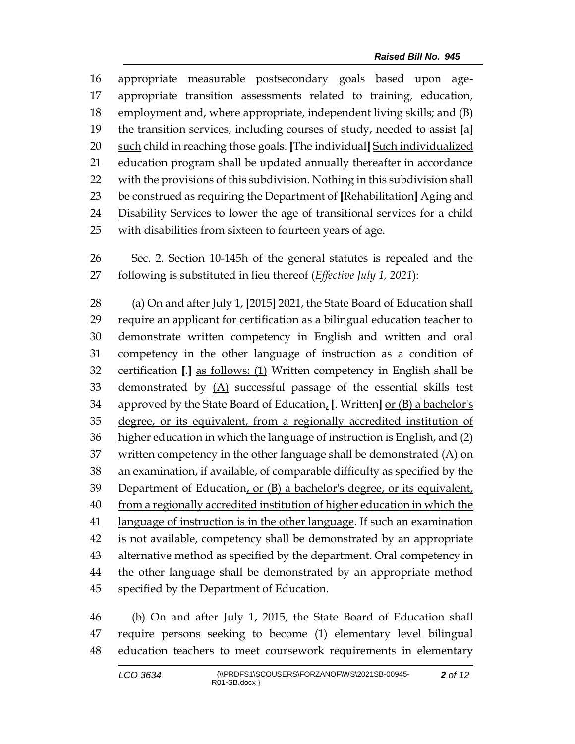16 appropriate measurable postsecondary goals based upon age-
17 appropriate transition assessments related to training, education,
18 employment and, where appropriate, independent living skills; and (B)
19 the transition services, including courses of study, needed to assist **[**a**]**
20 <u>such</u> child in reaching those goals. **[**The individual**]** <u>Such individualized</u>
21 education program shall be updated annually thereafter in accordance
22 with the provisions of this subdivision. Nothing in this subdivision shall
23 be construed as requiring the Department of **[**Rehabilitation**]** <u>Aging and</u>
24 <u>Disability</u> Services to lower the age of transitional services for a child
25 with disabilities from sixteen to fourteen years of age.

26 Sec. 2. Section 10-145h of the general statutes is repealed and the
27 following is substituted in lieu thereof (*Effective July 1, 2021*):

28 (a) On and after July 1, **[**2015**]** <u>2021</u>, the State Board of Education shall
29 require an applicant for certification as a bilingual education teacher to
30 demonstrate written competency in English and written and oral
31 competency in the other language of instruction as a condition of
32 certification **[**.**]** <u>as follows: (1)</u> Written competency in English shall be
33 demonstrated by <u>(A)</u> successful passage of the essential skills test
34 approved by the State Board of Education<u>,</u> **[**. Written**]** <u>or (B) a bachelor's</u>
35 <u>degree, or its equivalent, from a regionally accredited institution of</u>
36 <u>higher education in which the language of instruction is English, and (2)</u>
37 <u>written</u> competency in the other language shall be demonstrated <u>(A)</u> on
38 an examination, if available, of comparable difficulty as specified by the
39 Department of Education<u>, or (B) a bachelor's degree, or its equivalent,</u>
40 <u>from a regionally accredited institution of higher education in which the</u>
41 <u>language of instruction is in the other language</u>. If such an examination
42 is not available, competency shall be demonstrated by an appropriate
43 alternative method as specified by the department. Oral competency in
44 the other language shall be demonstrated by an appropriate method
45 specified by the Department of Education.

46 (b) On and after July 1, 2015, the State Board of Education shall
47 require persons seeking to become (1) elementary level bilingual
48 education teachers to meet coursework requirements in elementary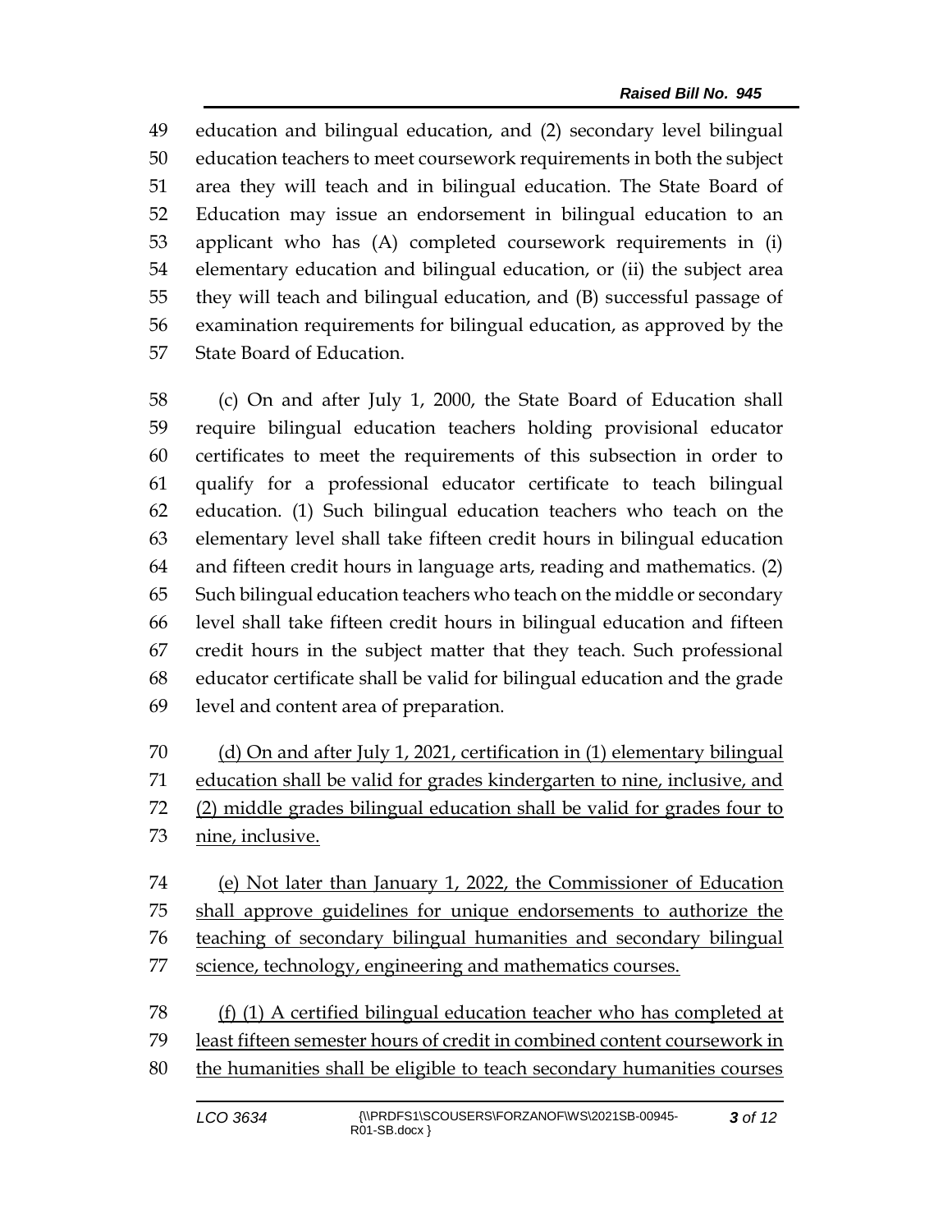education and bilingual education, and (2) secondary level bilingual education teachers to meet coursework requirements in both the subject area they will teach and in bilingual education. The State Board of Education may issue an endorsement in bilingual education to an applicant who has (A) completed coursework requirements in (i) elementary education and bilingual education, or (ii) the subject area they will teach and bilingual education, and (B) successful passage of examination requirements for bilingual education, as approved by the State Board of Education.

(c) On and after July 1, 2000, the State Board of Education shall require bilingual education teachers holding provisional educator certificates to meet the requirements of this subsection in order to qualify for a professional educator certificate to teach bilingual education. (1) Such bilingual education teachers who teach on the elementary level shall take fifteen credit hours in bilingual education and fifteen credit hours in language arts, reading and mathematics. (2) Such bilingual education teachers who teach on the middle or secondary level shall take fifteen credit hours in bilingual education and fifteen credit hours in the subject matter that they teach. Such professional educator certificate shall be valid for bilingual education and the grade level and content area of preparation.

<u>(d) On and after July 1, 2021, certification in (1) elementary bilingual education shall be valid for grades kindergarten to nine, inclusive, and (2) middle grades bilingual education shall be valid for grades four to nine, inclusive.</u>

<u>(e) Not later than January 1, 2022, the Commissioner of Education shall approve guidelines for unique endorsements to authorize the teaching of secondary bilingual humanities and secondary bilingual science, technology, engineering and mathematics courses.</u>

<u>(f) (1) A certified bilingual education teacher who has completed at least fifteen semester hours of credit in combined content coursework in the humanities shall be eligible to teach secondary humanities courses</u>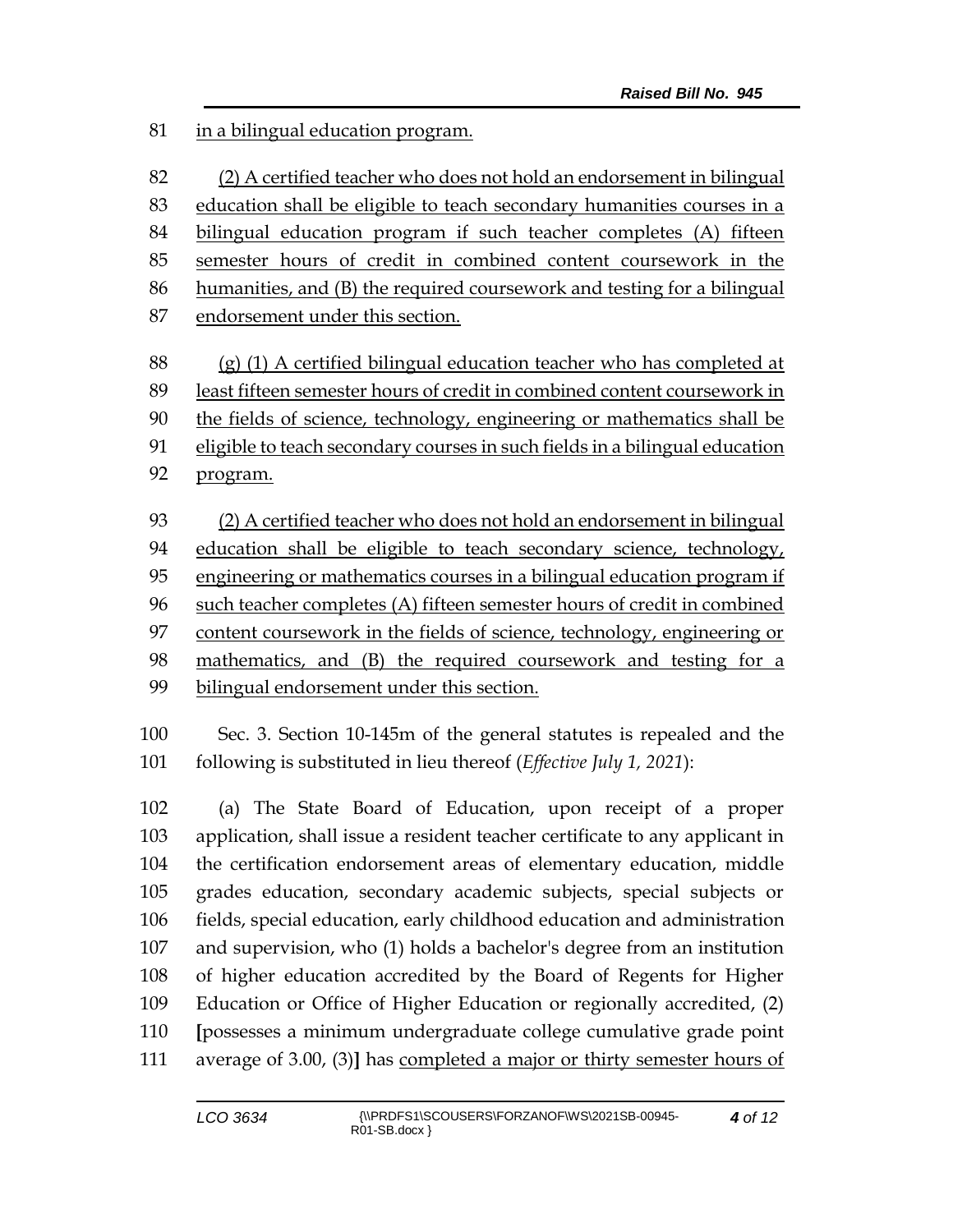in a bilingual education program.

(2) A certified teacher who does not hold an endorsement in bilingual education shall be eligible to teach secondary humanities courses in a bilingual education program if such teacher completes (A) fifteen semester hours of credit in combined content coursework in the humanities, and (B) the required coursework and testing for a bilingual endorsement under this section.

(g) (1) A certified bilingual education teacher who has completed at least fifteen semester hours of credit in combined content coursework in the fields of science, technology, engineering or mathematics shall be eligible to teach secondary courses in such fields in a bilingual education program.

(2) A certified teacher who does not hold an endorsement in bilingual education shall be eligible to teach secondary science, technology, engineering or mathematics courses in a bilingual education program if such teacher completes (A) fifteen semester hours of credit in combined content coursework in the fields of science, technology, engineering or mathematics, and (B) the required coursework and testing for a bilingual endorsement under this section.

Sec. 3. Section 10-145m of the general statutes is repealed and the following is substituted in lieu thereof (*Effective July 1, 2021*):

(a) The State Board of Education, upon receipt of a proper application, shall issue a resident teacher certificate to any applicant in the certification endorsement areas of elementary education, middle grades education, secondary academic subjects, special subjects or fields, special education, early childhood education and administration and supervision, who (1) holds a bachelor's degree from an institution of higher education accredited by the Board of Regents for Higher Education or Office of Higher Education or regionally accredited, (2) **[**possesses a minimum undergraduate college cumulative grade point average of 3.00, (3)**]** has completed a major or thirty semester hours of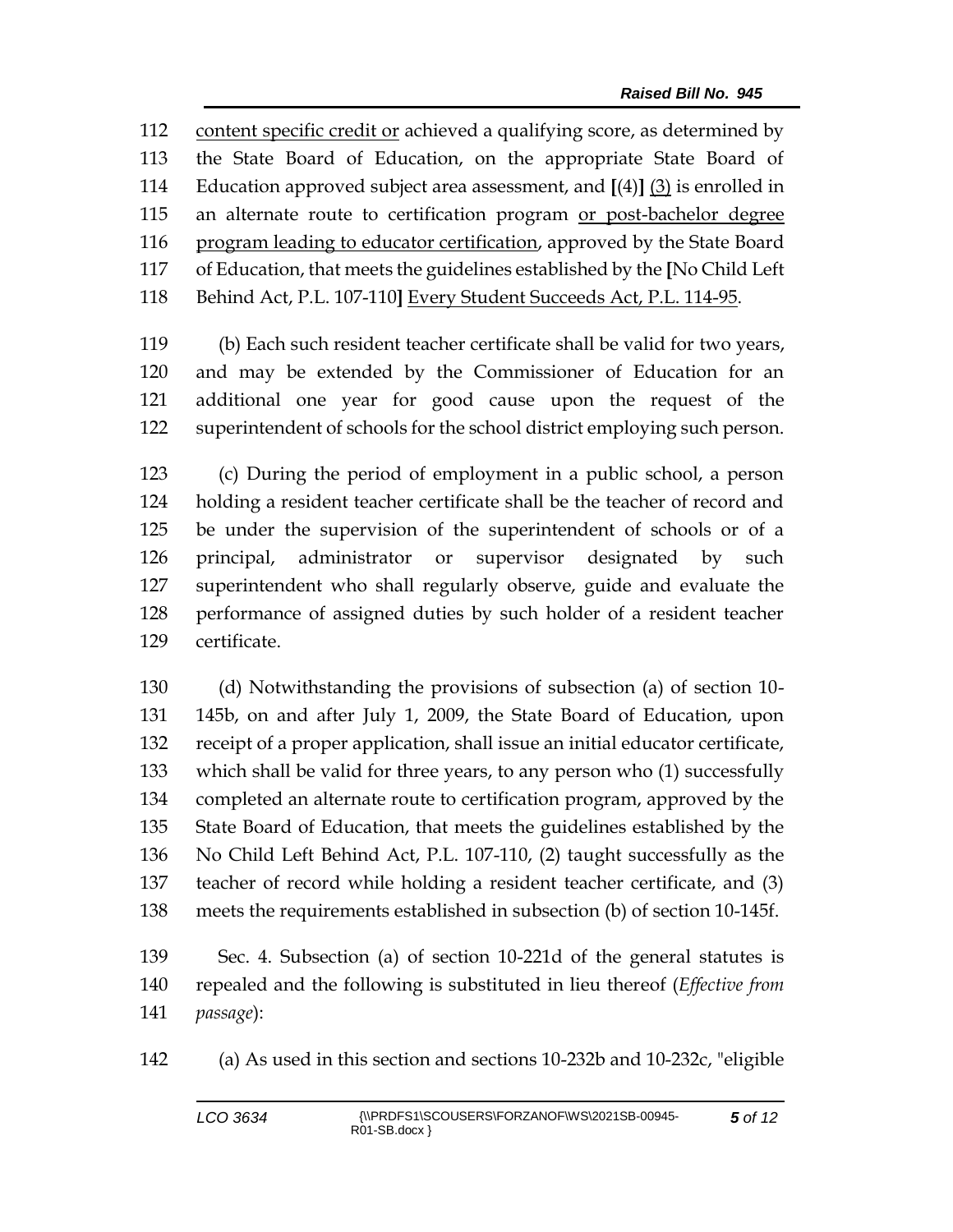content specific credit or achieved a qualifying score, as determined by the State Board of Education, on the appropriate State Board of Education approved subject area assessment, and [(4)] (3) is enrolled in an alternate route to certification program or post-bachelor degree program leading to educator certification, approved by the State Board of Education, that meets the guidelines established by the [No Child Left Behind Act, P.L. 107-110] Every Student Succeeds Act, P.L. 114-95.

(b) Each such resident teacher certificate shall be valid for two years, and may be extended by the Commissioner of Education for an additional one year for good cause upon the request of the superintendent of schools for the school district employing such person.

(c) During the period of employment in a public school, a person holding a resident teacher certificate shall be the teacher of record and be under the supervision of the superintendent of schools or of a principal, administrator or supervisor designated by such superintendent who shall regularly observe, guide and evaluate the performance of assigned duties by such holder of a resident teacher certificate.

(d) Notwithstanding the provisions of subsection (a) of section 10-145b, on and after July 1, 2009, the State Board of Education, upon receipt of a proper application, shall issue an initial educator certificate, which shall be valid for three years, to any person who (1) successfully completed an alternate route to certification program, approved by the State Board of Education, that meets the guidelines established by the No Child Left Behind Act, P.L. 107-110, (2) taught successfully as the teacher of record while holding a resident teacher certificate, and (3) meets the requirements established in subsection (b) of section 10-145f.

Sec. 4. Subsection (a) of section 10-221d of the general statutes is repealed and the following is substituted in lieu thereof (*Effective from passage*):

(a) As used in this section and sections 10-232b and 10-232c, "eligible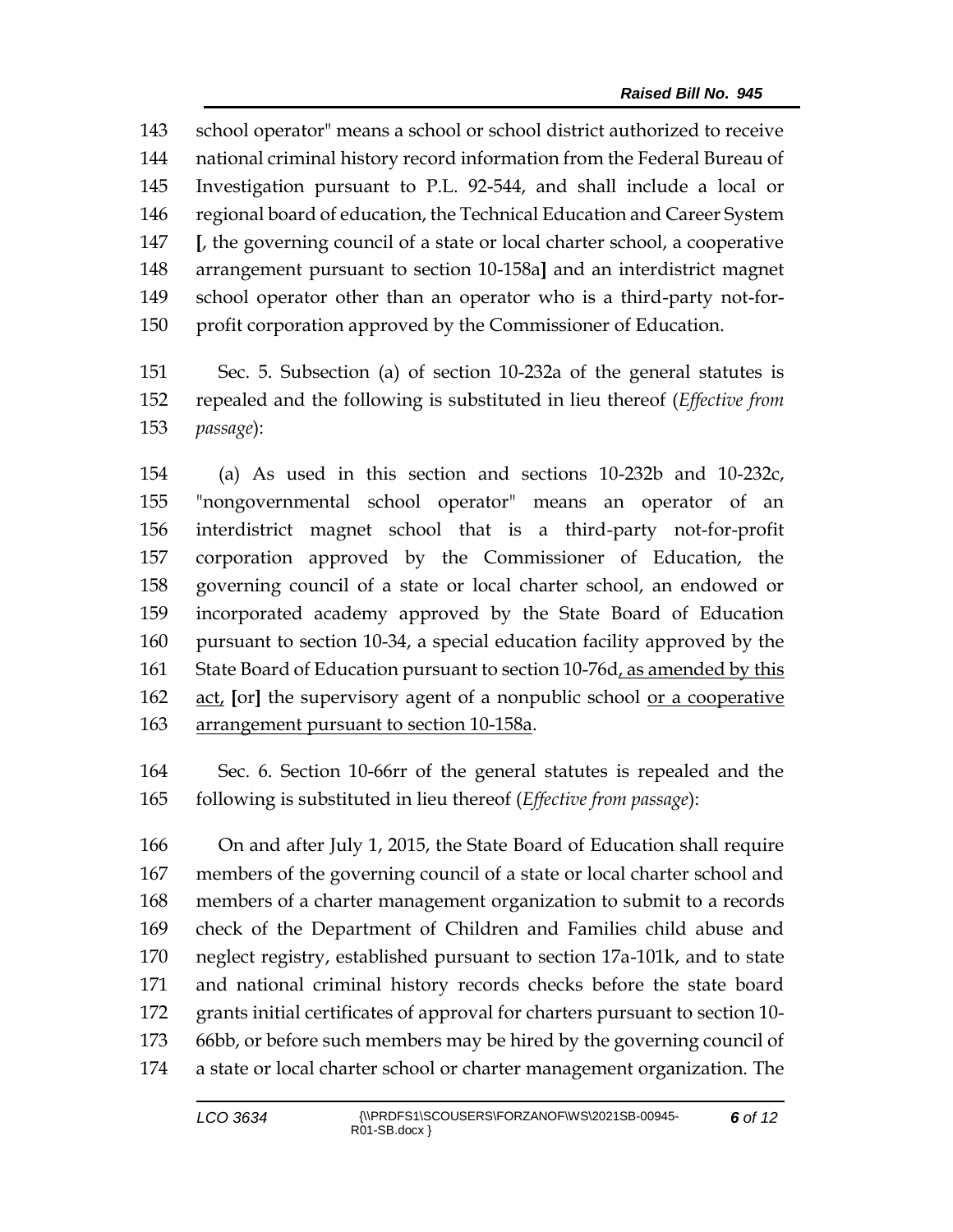143 school operator" means a school or school district authorized to receive
144 national criminal history record information from the Federal Bureau of
145 Investigation pursuant to P.L. 92-544, and shall include a local or
146 regional board of education, the Technical Education and Career System
147 [, the governing council of a state or local charter school, a cooperative
148 arrangement pursuant to section 10-158a] and an interdistrict magnet
149 school operator other than an operator who is a third-party not-for-
150 profit corporation approved by the Commissioner of Education.

151 Sec. 5. Subsection (a) of section 10-232a of the general statutes is
152 repealed and the following is substituted in lieu thereof (*Effective from*
153 *passage*):

154 (a) As used in this section and sections 10-232b and 10-232c,
155 "nongovernmental school operator" means an operator of an
156 interdistrict magnet school that is a third-party not-for-profit
157 corporation approved by the Commissioner of Education, the
158 governing council of a state or local charter school, an endowed or
159 incorporated academy approved by the State Board of Education
160 pursuant to section 10-34, a special education facility approved by the
161 State Board of Education pursuant to section 10-76d<u>, as amended by this</u>
162 <u>act,</u> [or] the supervisory agent of a nonpublic school <u>or a cooperative</u>
163 <u>arrangement pursuant to section 10-158a</u>.

164 Sec. 6. Section 10-66rr of the general statutes is repealed and the
165 following is substituted in lieu thereof (*Effective from passage*):

166 On and after July 1, 2015, the State Board of Education shall require
167 members of the governing council of a state or local charter school and
168 members of a charter management organization to submit to a records
169 check of the Department of Children and Families child abuse and
170 neglect registry, established pursuant to section 17a-101k, and to state
171 and national criminal history records checks before the state board
172 grants initial certificates of approval for charters pursuant to section 10-
173 66bb, or before such members may be hired by the governing council of
174 a state or local charter school or charter management organization. The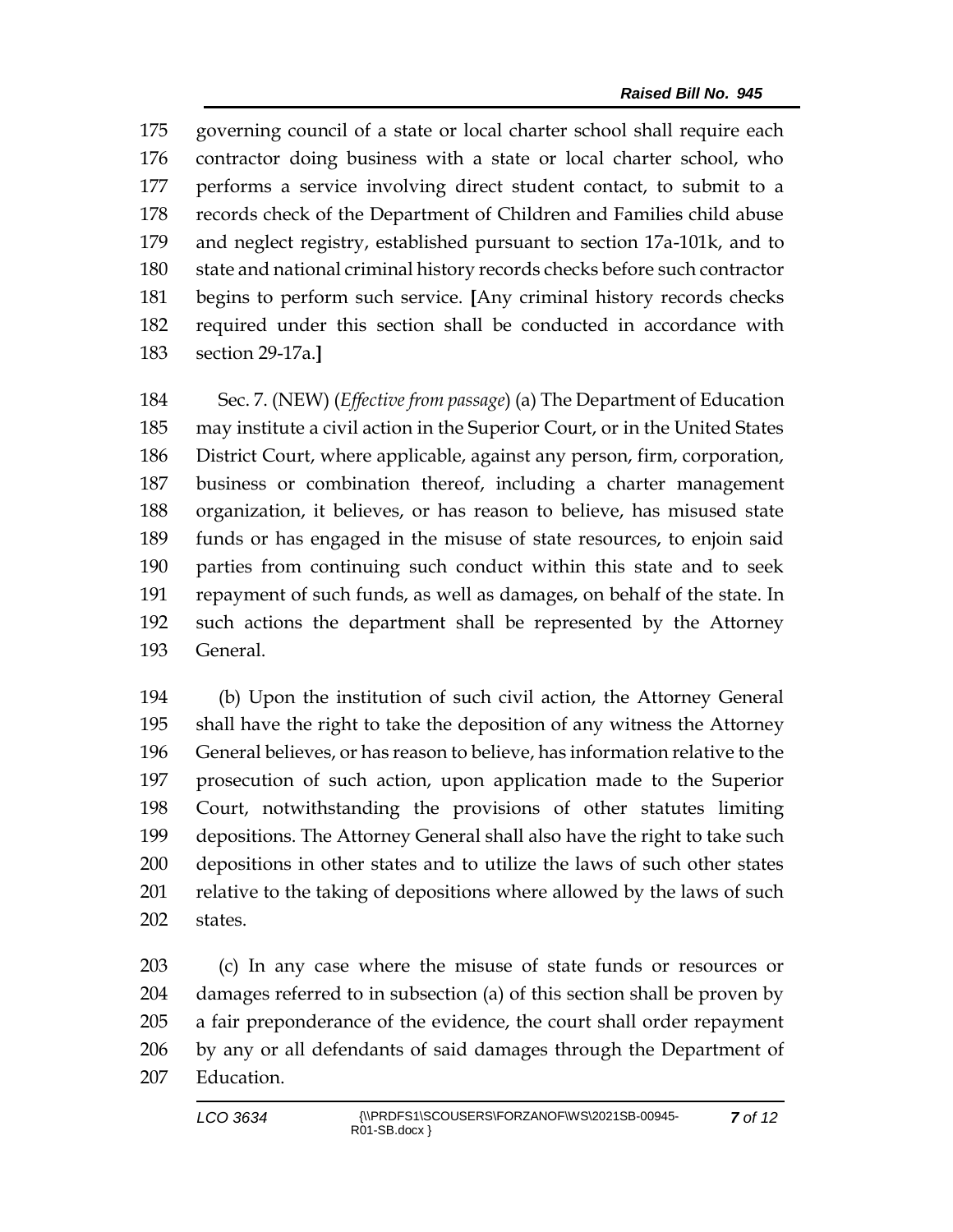governing council of a state or local charter school shall require each contractor doing business with a state or local charter school, who performs a service involving direct student contact, to submit to a records check of the Department of Children and Families child abuse and neglect registry, established pursuant to section 17a-101k, and to state and national criminal history records checks before such contractor begins to perform such service. **[**Any criminal history records checks required under this section shall be conducted in accordance with section 29-17a.**]**

Sec. 7. (NEW) (*Effective from passage*) (a) The Department of Education may institute a civil action in the Superior Court, or in the United States District Court, where applicable, against any person, firm, corporation, business or combination thereof, including a charter management organization, it believes, or has reason to believe, has misused state funds or has engaged in the misuse of state resources, to enjoin said parties from continuing such conduct within this state and to seek repayment of such funds, as well as damages, on behalf of the state. In such actions the department shall be represented by the Attorney General.

(b) Upon the institution of such civil action, the Attorney General shall have the right to take the deposition of any witness the Attorney General believes, or has reason to believe, has information relative to the prosecution of such action, upon application made to the Superior Court, notwithstanding the provisions of other statutes limiting depositions. The Attorney General shall also have the right to take such depositions in other states and to utilize the laws of such other states relative to the taking of depositions where allowed by the laws of such states.

(c) In any case where the misuse of state funds or resources or damages referred to in subsection (a) of this section shall be proven by a fair preponderance of the evidence, the court shall order repayment by any or all defendants of said damages through the Department of Education.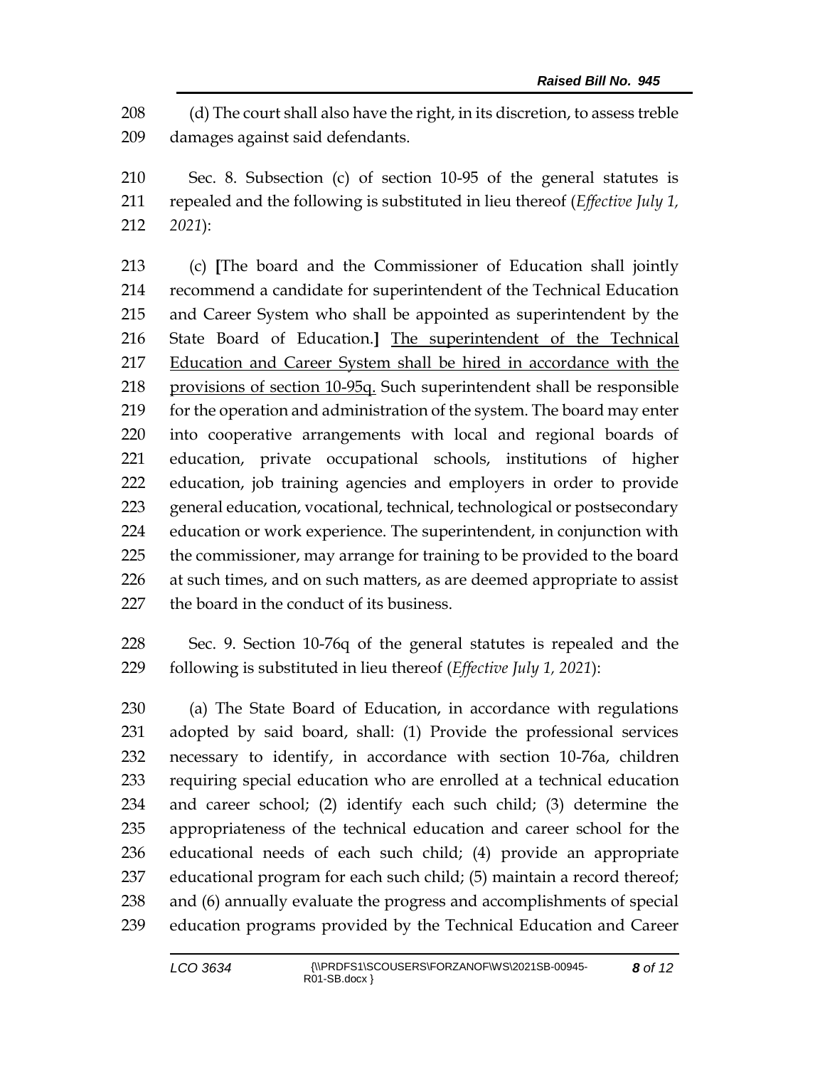208 (d) The court shall also have the right, in its discretion, to assess treble
209 damages against said defendants.

210 Sec. 8. Subsection (c) of section 10-95 of the general statutes is
211 repealed and the following is substituted in lieu thereof (*Effective July 1,*
212 *2021*):

213 (c) **[**The board and the Commissioner of Education shall jointly
214 recommend a candidate for superintendent of the Technical Education
215 and Career System who shall be appointed as superintendent by the
216 State Board of Education.**]** <u>The superintendent of the Technical</u>
217 <u>Education and Career System shall be hired in accordance with the</u>
218 <u>provisions of section 10-95q.</u> Such superintendent shall be responsible
219 for the operation and administration of the system. The board may enter
220 into cooperative arrangements with local and regional boards of
221 education, private occupational schools, institutions of higher
222 education, job training agencies and employers in order to provide
223 general education, vocational, technical, technological or postsecondary
224 education or work experience. The superintendent, in conjunction with
225 the commissioner, may arrange for training to be provided to the board
226 at such times, and on such matters, as are deemed appropriate to assist
227 the board in the conduct of its business.

228 Sec. 9. Section 10-76q of the general statutes is repealed and the
229 following is substituted in lieu thereof (*Effective July 1, 2021*):

230 (a) The State Board of Education, in accordance with regulations
231 adopted by said board, shall: (1) Provide the professional services
232 necessary to identify, in accordance with section 10-76a, children
233 requiring special education who are enrolled at a technical education
234 and career school; (2) identify each such child; (3) determine the
235 appropriateness of the technical education and career school for the
236 educational needs of each such child; (4) provide an appropriate
237 educational program for each such child; (5) maintain a record thereof;
238 and (6) annually evaluate the progress and accomplishments of special
239 education programs provided by the Technical Education and Career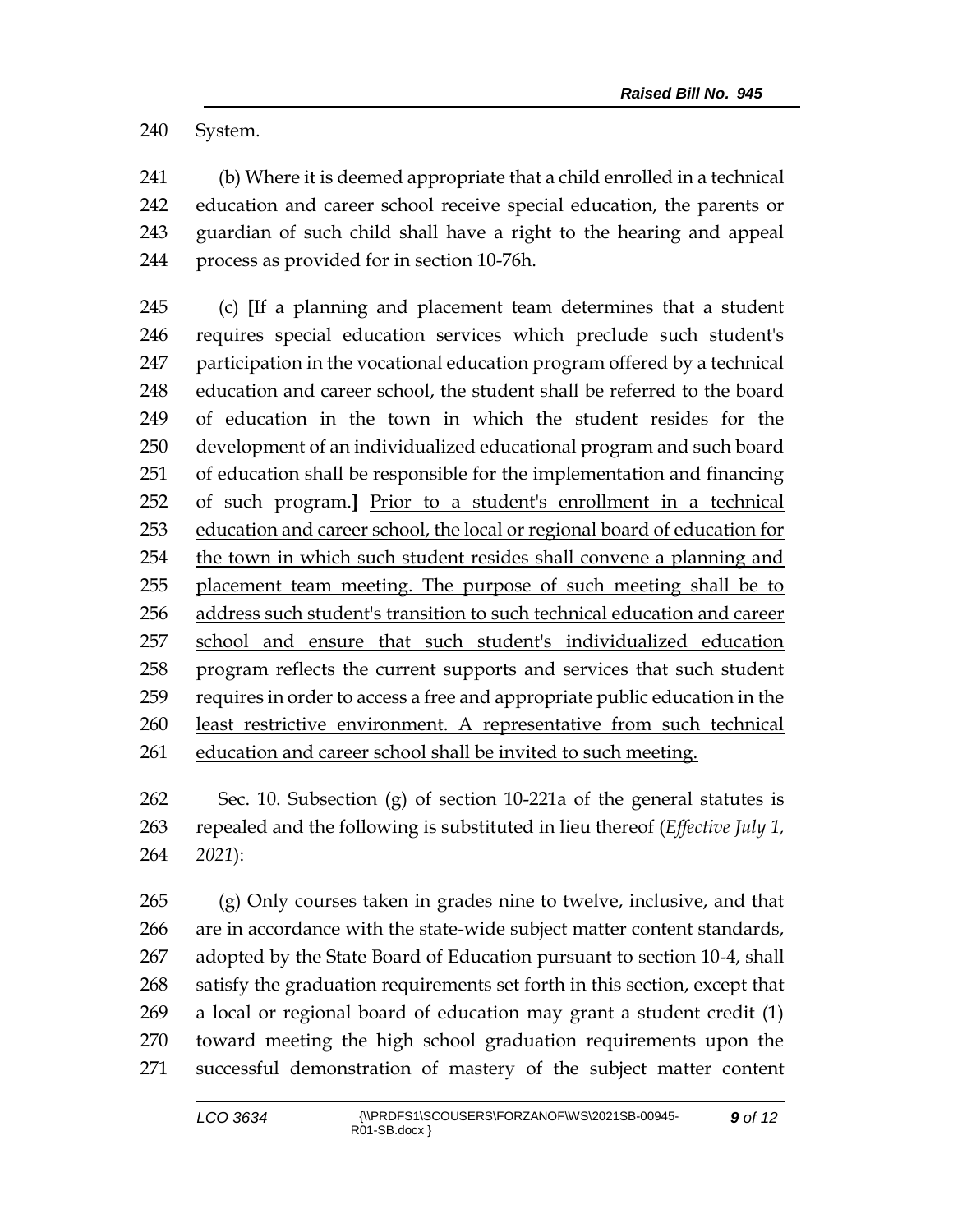240 System.

241 (b) Where it is deemed appropriate that a child enrolled in a technical
242 education and career school receive special education, the parents or
243 guardian of such child shall have a right to the hearing and appeal
244 process as provided for in section 10-76h.

245 (c) **[**If a planning and placement team determines that a student
246 requires special education services which preclude such student's
247 participation in the vocational education program offered by a technical
248 education and career school, the student shall be referred to the board
249 of education in the town in which the student resides for the
250 development of an individualized educational program and such board
251 of education shall be responsible for the implementation and financing
252 of such program.**]** <u>Prior to a student's enrollment in a technical</u>
253 <u>education and career school, the local or regional board of education for</u>
254 <u>the town in which such student resides shall convene a planning and</u>
255 <u>placement team meeting. The purpose of such meeting shall be to</u>
256 <u>address such student's transition to such technical education and career</u>
257 <u>school and ensure that such student's individualized education</u>
258 <u>program reflects the current supports and services that such student</u>
259 <u>requires in order to access a free and appropriate public education in the</u>
260 <u>least restrictive environment. A representative from such technical</u>
261 <u>education and career school shall be invited to such meeting.</u>

262 Sec. 10. Subsection (g) of section 10-221a of the general statutes is
263 repealed and the following is substituted in lieu thereof (*Effective July 1,*
264 *2021*):

265 (g) Only courses taken in grades nine to twelve, inclusive, and that
266 are in accordance with the state-wide subject matter content standards,
267 adopted by the State Board of Education pursuant to section 10-4, shall
268 satisfy the graduation requirements set forth in this section, except that
269 a local or regional board of education may grant a student credit (1)
270 toward meeting the high school graduation requirements upon the
271 successful demonstration of mastery of the subject matter content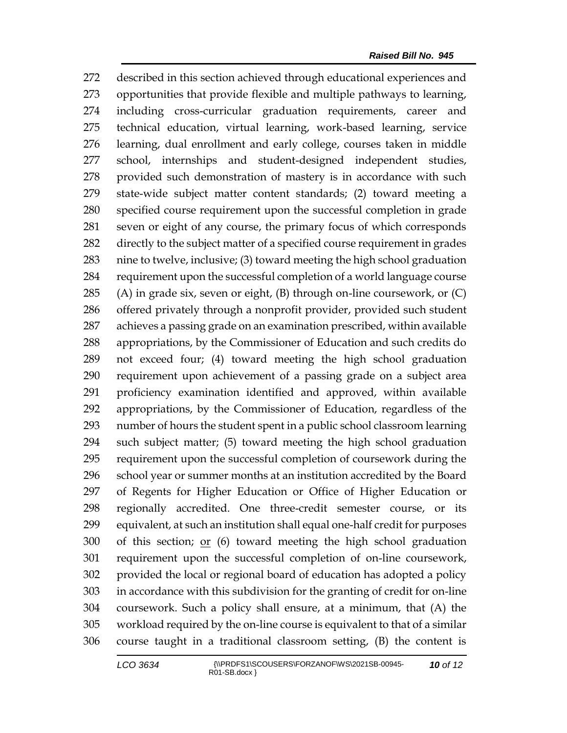272 described in this section achieved through educational experiences and
273 opportunities that provide flexible and multiple pathways to learning,
274 including cross-curricular graduation requirements, career and
275 technical education, virtual learning, work-based learning, service
276 learning, dual enrollment and early college, courses taken in middle
277 school, internships and student-designed independent studies,
278 provided such demonstration of mastery is in accordance with such
279 state-wide subject matter content standards; (2) toward meeting a
280 specified course requirement upon the successful completion in grade
281 seven or eight of any course, the primary focus of which corresponds
282 directly to the subject matter of a specified course requirement in grades
283 nine to twelve, inclusive; (3) toward meeting the high school graduation
284 requirement upon the successful completion of a world language course
285 (A) in grade six, seven or eight, (B) through on-line coursework, or (C)
286 offered privately through a nonprofit provider, provided such student
287 achieves a passing grade on an examination prescribed, within available
288 appropriations, by the Commissioner of Education and such credits do
289 not exceed four; (4) toward meeting the high school graduation
290 requirement upon achievement of a passing grade on a subject area
291 proficiency examination identified and approved, within available
292 appropriations, by the Commissioner of Education, regardless of the
293 number of hours the student spent in a public school classroom learning
294 such subject matter; (5) toward meeting the high school graduation
295 requirement upon the successful completion of coursework during the
296 school year or summer months at an institution accredited by the Board
297 of Regents for Higher Education or Office of Higher Education or
298 regionally accredited. One three-credit semester course, or its
299 equivalent, at such an institution shall equal one-half credit for purposes
300 of this section; <u>or</u> (6) toward meeting the high school graduation
301 requirement upon the successful completion of on-line coursework,
302 provided the local or regional board of education has adopted a policy
303 in accordance with this subdivision for the granting of credit for on-line
304 coursework. Such a policy shall ensure, at a minimum, that (A) the
305 workload required by the on-line course is equivalent to that of a similar
306 course taught in a traditional classroom setting, (B) the content is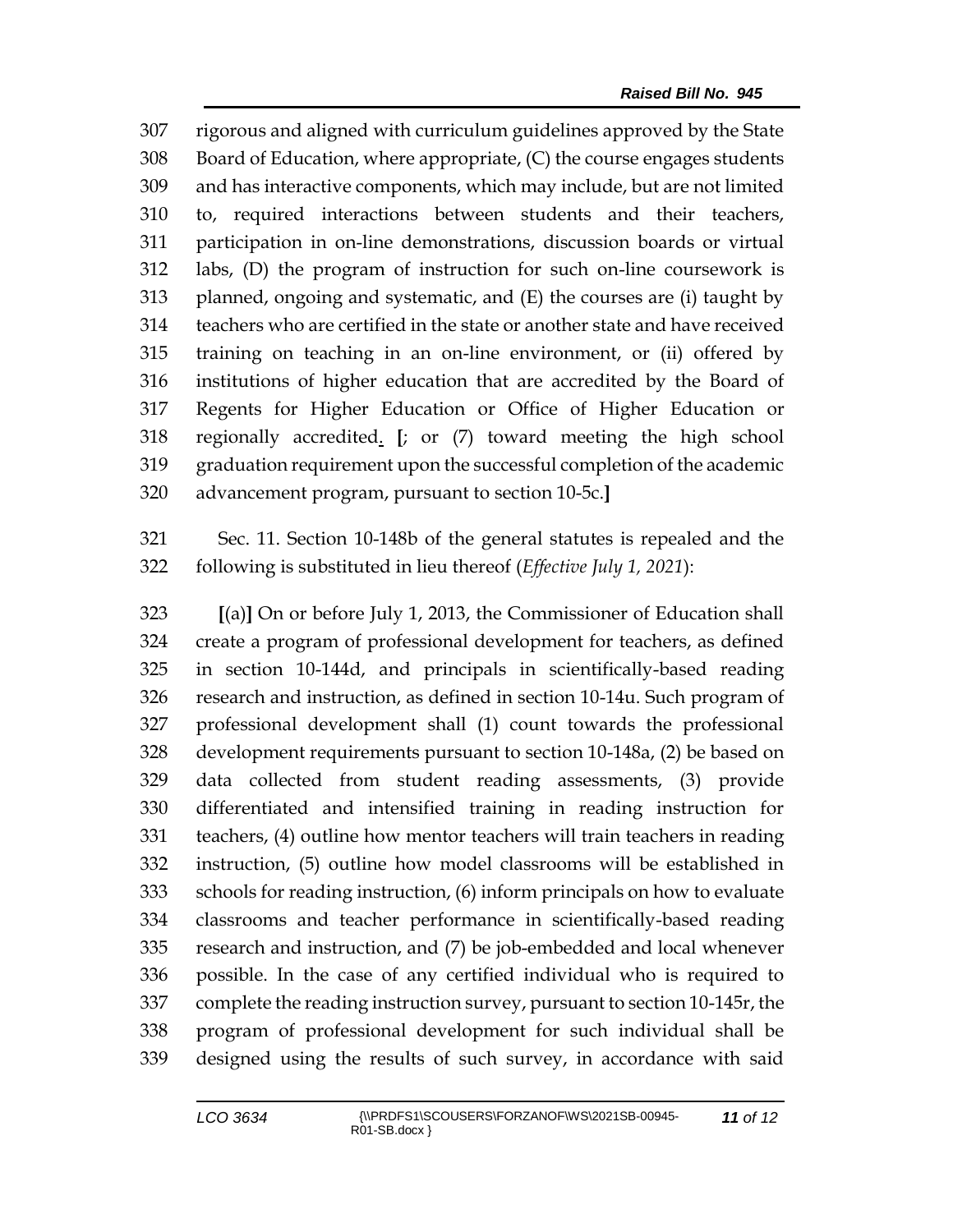rigorous and aligned with curriculum guidelines approved by the State Board of Education, where appropriate, (C) the course engages students and has interactive components, which may include, but are not limited to, required interactions between students and their teachers, participation in on-line demonstrations, discussion boards or virtual labs, (D) the program of instruction for such on-line coursework is planned, ongoing and systematic, and (E) the courses are (i) taught by teachers who are certified in the state or another state and have received training on teaching in an on-line environment, or (ii) offered by institutions of higher education that are accredited by the Board of Regents for Higher Education or Office of Higher Education or regionally accredited. [; or (7) toward meeting the high school graduation requirement upon the successful completion of the academic advancement program, pursuant to section 10-5c.]

Sec. 11. Section 10-148b of the general statutes is repealed and the following is substituted in lieu thereof (*Effective July 1, 2021*):

[(a)] On or before July 1, 2013, the Commissioner of Education shall create a program of professional development for teachers, as defined in section 10-144d, and principals in scientifically-based reading research and instruction, as defined in section 10-14u. Such program of professional development shall (1) count towards the professional development requirements pursuant to section 10-148a, (2) be based on data collected from student reading assessments, (3) provide differentiated and intensified training in reading instruction for teachers, (4) outline how mentor teachers will train teachers in reading instruction, (5) outline how model classrooms will be established in schools for reading instruction, (6) inform principals on how to evaluate classrooms and teacher performance in scientifically-based reading research and instruction, and (7) be job-embedded and local whenever possible. In the case of any certified individual who is required to complete the reading instruction survey, pursuant to section 10-145r, the program of professional development for such individual shall be designed using the results of such survey, in accordance with said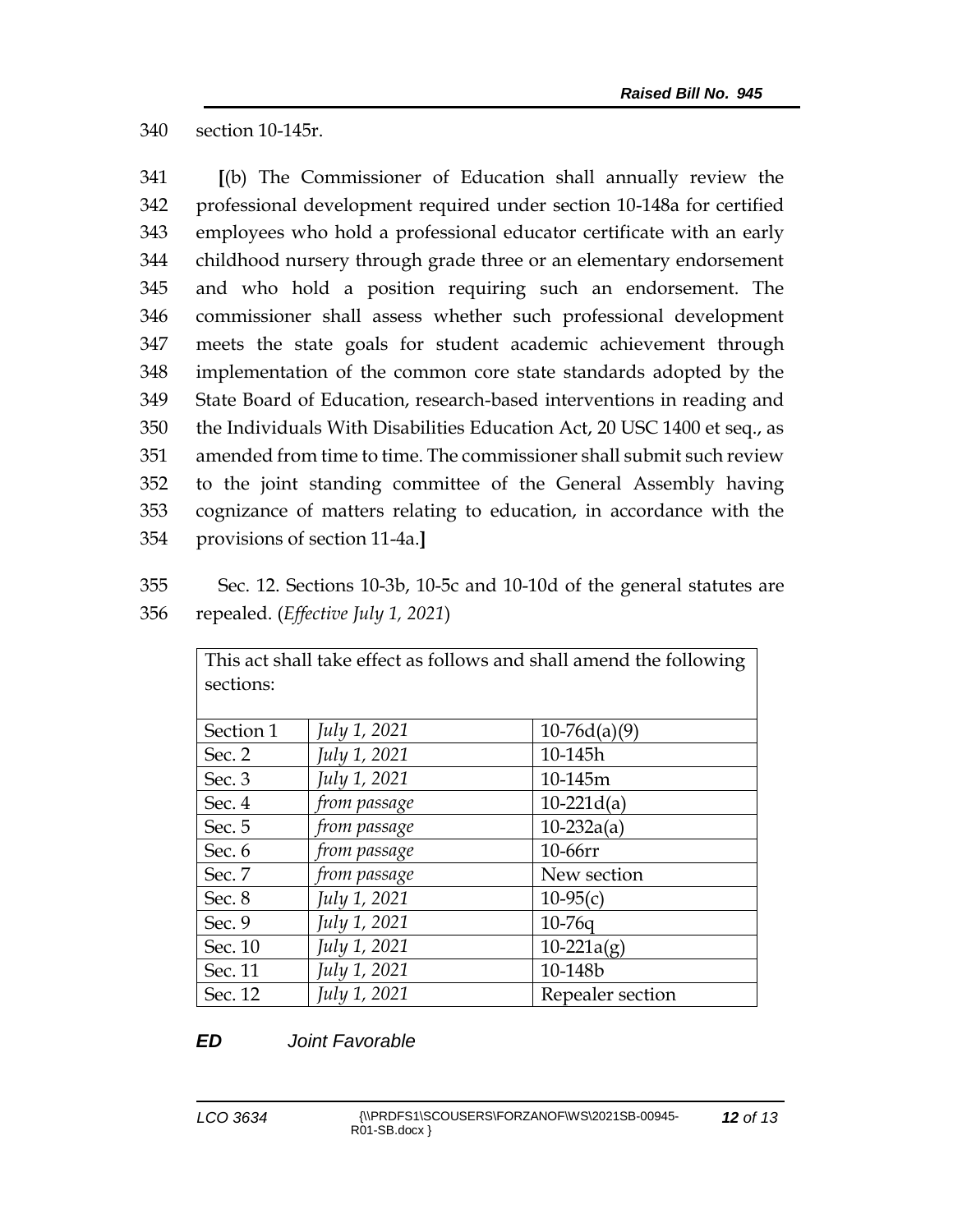340 section 10-145r.

341 [(b) The Commissioner of Education shall annually review the
342 professional development required under section 10-148a for certified
343 employees who hold a professional educator certificate with an early
344 childhood nursery through grade three or an elementary endorsement
345 and who hold a position requiring such an endorsement. The
346 commissioner shall assess whether such professional development
347 meets the state goals for student academic achievement through
348 implementation of the common core state standards adopted by the
349 State Board of Education, research-based interventions in reading and
350 the Individuals With Disabilities Education Act, 20 USC 1400 et seq., as
351 amended from time to time. The commissioner shall submit such review
352 to the joint standing committee of the General Assembly having
353 cognizance of matters relating to education, in accordance with the
354 provisions of section 11-4a.]

355 Sec. 12. Sections 10-3b, 10-5c and 10-10d of the general statutes are
356 repealed. (*Effective July 1, 2021*)

This act shall take effect as follows and shall amend the following sections:

| | | |
|---|---|---|
| Section 1 | *July 1, 2021* | 10-76d(a)(9) |
| Sec. 2 | *July 1, 2021* | 10-145h |
| Sec. 3 | *July 1, 2021* | 10-145m |
| Sec. 4 | *from passage* | 10-221d(a) |
| Sec. 5 | *from passage* | 10-232a(a) |
| Sec. 6 | *from passage* | 10-66rr |
| Sec. 7 | *from passage* | New section |
| Sec. 8 | *July 1, 2021* | 10-95(c) |
| Sec. 9 | *July 1, 2021* | 10-76q |
| Sec. 10 | *July 1, 2021* | 10-221a(g) |
| Sec. 11 | *July 1, 2021* | 10-148b |
| Sec. 12 | *July 1, 2021* | Repealer section |

***ED*** *Joint Favorable*